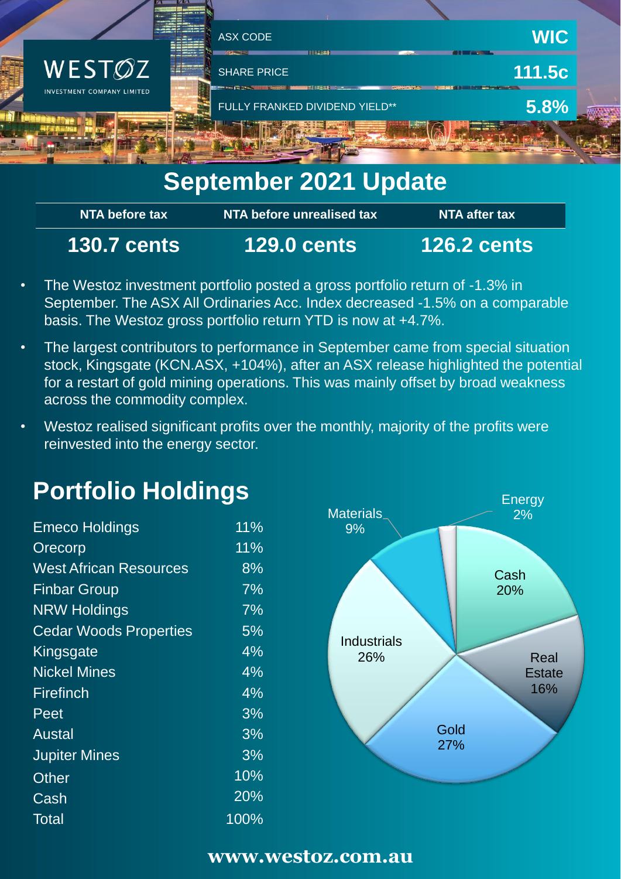WESTOZ INVESTMENT COMPANY LIMITED

| ASX CODE | WIC |
|---|---|
| SHARE PRICE | 111.5c |
| FULLY FRANKED DIVIDEND YIELD** | 5.8% |

# September 2021 Update

| NTA before tax | NTA before unrealised tax | NTA after tax |
|---|---|---|
| 130.7 cents | 129.0 cents | 126.2 cents |

- The Westoz investment portfolio posted a gross portfolio return of -1.3% in September. The ASX All Ordinaries Acc. Index decreased -1.5% on a comparable basis. The Westoz gross portfolio return YTD is now at +4.7%.
- The largest contributors to performance in September came from special situation stock, Kingsgate (KCN.ASX, +104%), after an ASX release highlighted the potential for a restart of gold mining operations. This was mainly offset by broad weakness across the commodity complex.
- Westoz realised significant profits over the monthly, majority of the profits were reinvested into the energy sector.

## Portfolio Holdings

| Holding | % |
|---|---|
| Emeco Holdings | 11% |
| Orecorp | 11% |
| West African Resources | 8% |
| Finbar Group | 7% |
| NRW Holdings | 7% |
| Cedar Woods Properties | 5% |
| Kingsgate | 4% |
| Nickel Mines | 4% |
| Firefinch | 4% |
| Peet | 3% |
| Austal | 3% |
| Jupiter Mines | 3% |
| Other | 10% |
| Cash | 20% |
| Total | 100% |

| Sector | % |
|---|---|
| Energy | 2% |
| Cash | 20% |
| Real Estate | 16% |
| Gold | 27% |
| Industrials | 26% |
| Materials | 9% |

www.westoz.com.au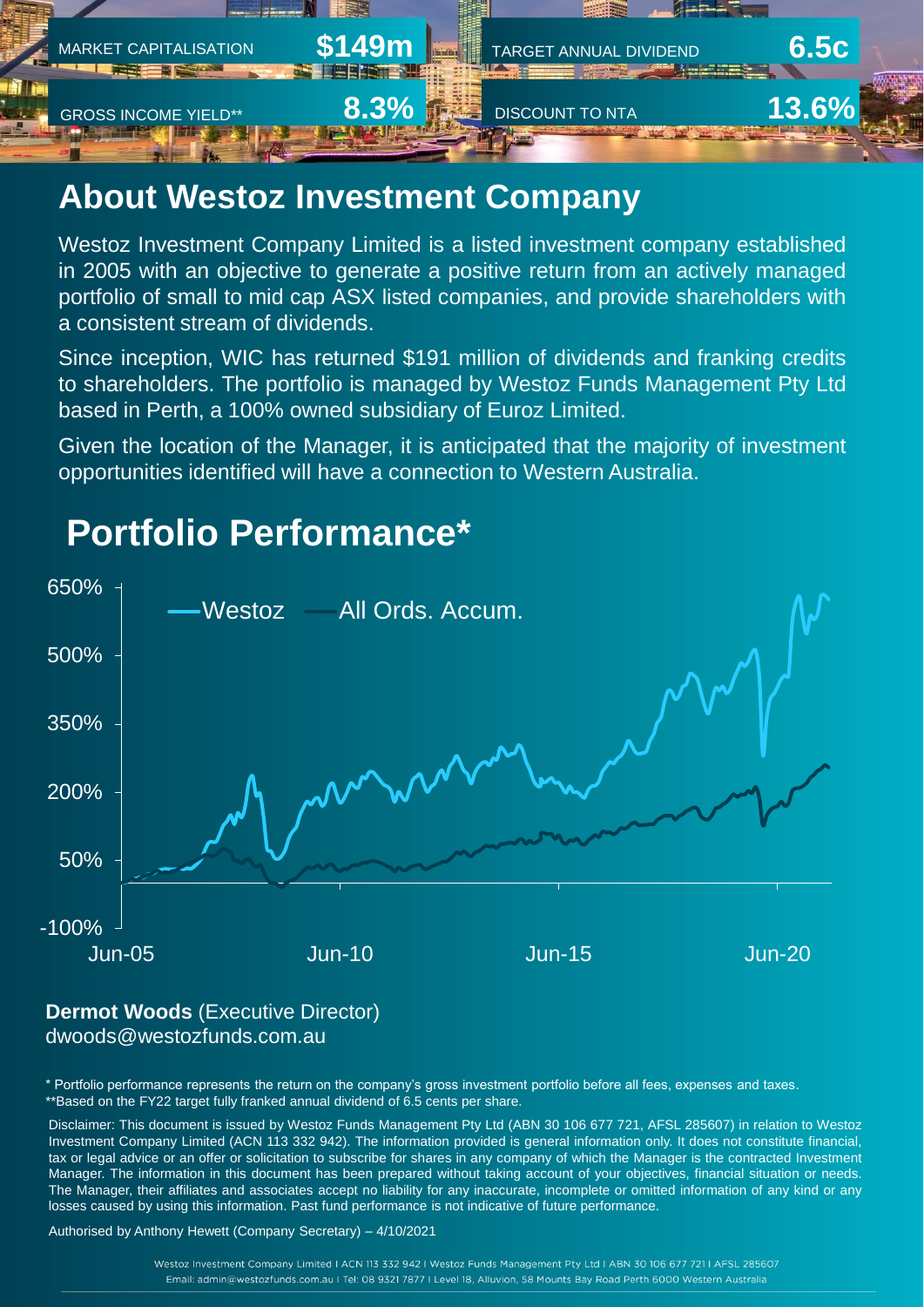MARKET CAPITALISATION **$149m**

TARGET ANNUAL DIVIDEND **6.5c**

GROSS INCOME YIELD** **8.3%**

DISCOUNT TO NTA **13.6%**

## About Westoz Investment Company

Westoz Investment Company Limited is a listed investment company established in 2005 with an objective to generate a positive return from an actively managed portfolio of small to mid cap ASX listed companies, and provide shareholders with a consistent stream of dividends.

Since inception, WIC has returned $191 million of dividends and franking credits to shareholders. The portfolio is managed by Westoz Funds Management Pty Ltd based in Perth, a 100% owned subsidiary of Euroz Limited.

Given the location of the Manager, it is anticipated that the majority of investment opportunities identified will have a connection to Western Australia.

## Portfolio Performance*

Westoz
All Ords. Accum.

650%
500%
350%
200%
50%
-100%

Jun-05
Jun-10
Jun-15
Jun-20

**Dermot Woods** (Executive Director)
dwoods@westozfunds.com.au

\* Portfolio performance represents the return on the company's gross investment portfolio before all fees, expenses and taxes.
**Based on the FY22 target fully franked annual dividend of 6.5 cents per share.

Disclaimer: This document is issued by Westoz Funds Management Pty Ltd (ABN 30 106 677 721, AFSL 285607) in relation to Westoz Investment Company Limited (ACN 113 332 942). The information provided is general information only. It does not constitute financial, tax or legal advice or an offer or solicitation to subscribe for shares in any company of which the Manager is the contracted Investment Manager. The information in this document has been prepared without taking account of your objectives, financial situation or needs. The Manager, their affiliates and associates accept no liability for any inaccurate, incomplete or omitted information of any kind or any losses caused by using this information. Past fund performance is not indicative of future performance.

Authorised by Anthony Hewett (Company Secretary) – 4/10/2021

Westoz Investment Company Limited I ACN 113 332 942 I Westoz Funds Management Pty Ltd I ABN 30 106 677 721 I AFSL 285607
Email: admin@westozfunds.com.au I Tel: 08 9321 7877 I Level 18, Alluvion, 58 Mounts Bay Road Perth 6000 Western Australia